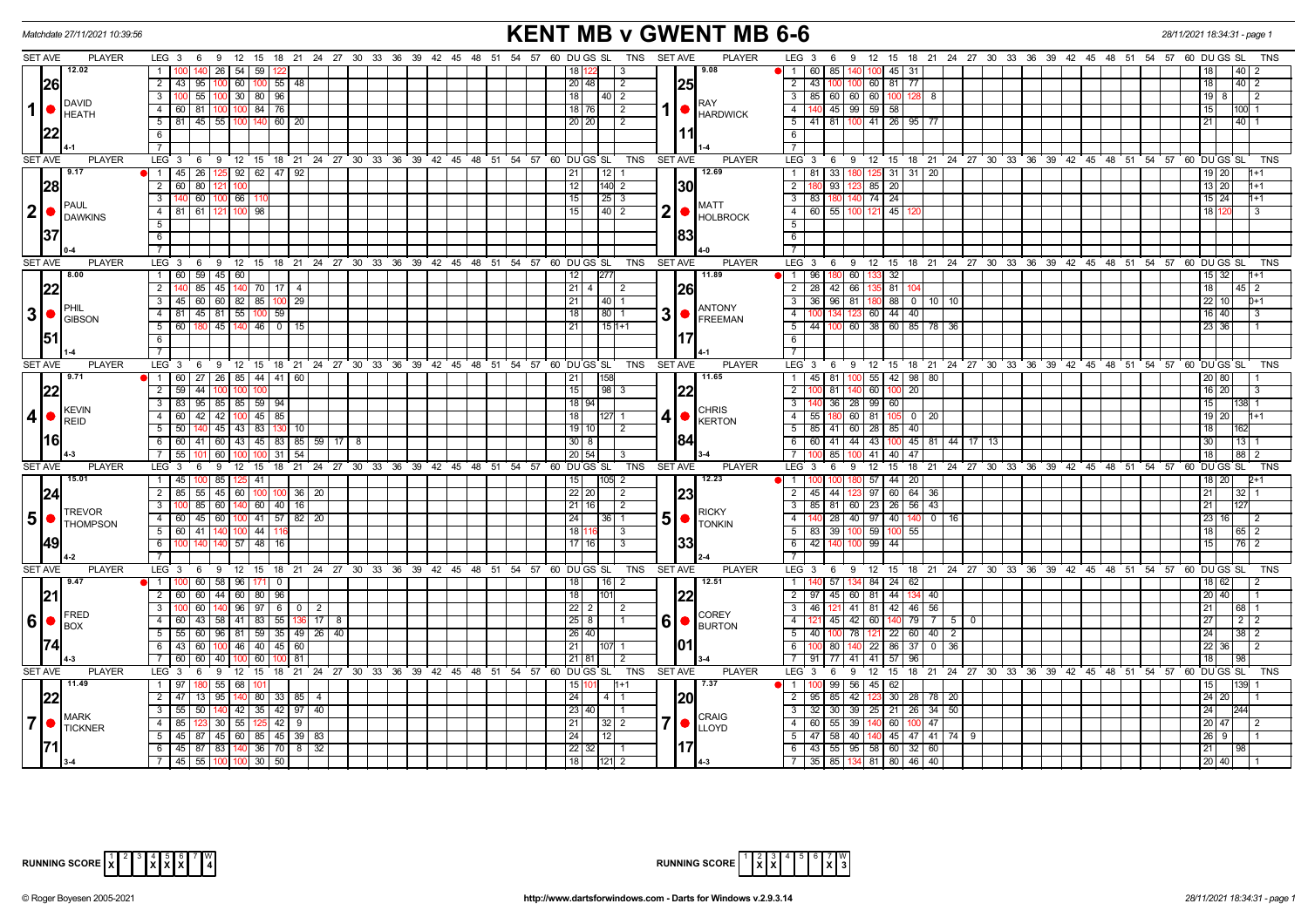Matchdate 27/11/2021 10:39:56

# KENT MB v GWENT MB 6-6

28/11/2021 18:34:31 - page 1

## Set 1

| SET AVE | PLAYER | LEG | 3 | 6 | 9 | 12 | 15 | 18 | 21 | DU | GS | SL | TNS |
|---|---|---|---|---|---|---|---|---|---|---|---|---|---|
| 12.02 | DAVID HEATH | 1 | 100 | 140 | 26 | 54 | 59 | 122 | | 18 | 122 | | 3 |
| 26 | | 2 | 43 | 95 | 100 | 60 | 100 | 55 | 48 | 20 | 48 | | 2 |
| | | 3 | 100 | 55 | 100 | 30 | 80 | 96 | | 18 | | 40 | 2 |
| | | 4 | 60 | 81 | 100 | 100 | 84 | 76 | | 18 | 76 | | 2 |
| 22 | | 5 | 81 | 45 | 55 | 100 | 140 | 60 | 20 | 20 | 20 | | 2 |
| 4-1 | | 6 | | | | | | | | | | | |

| SET AVE | PLAYER | LEG | 3 | 6 | 9 | 12 | 15 | 18 | 21 | DU | GS | SL | TNS |
|---|---|---|---|---|---|---|---|---|---|---|---|---|---|
| 9.08 | RAY HARDWICK | 1 | 60 | 85 | 140 | 100 | 45 | 31 | | 18 | | 40 | 2 |
| 25 | | 2 | 43 | 100 | 100 | 60 | 81 | 77 | | 18 | | 40 | 2 |
| | | 3 | 85 | 60 | 60 | 60 | 100 | 128 | 8 | 19 | 8 | | 2 |
| | | 4 | 140 | 45 | 99 | 59 | 58 | | | 15 | | 100 | 1 |
| 11 | | 5 | 41 | 81 | 100 | 41 | 26 | 95 | 77 | 21 | | 40 | 1 |
| 1-4 | | 6 | | | | | | | | | | | |

## Set 2

| SET AVE | PLAYER | LEG | 3 | 6 | 9 | 12 | 15 | 18 | 21 | DU | GS | SL | TNS |
|---|---|---|---|---|---|---|---|---|---|---|---|---|---|
| 9.17 | PAUL DAWKINS | 1 | 45 | 26 | 125 | 92 | 62 | 47 | 92 | 21 | | 12 | 1 |
| 28 | | 2 | 60 | 80 | 121 | 100 | | | | 12 | | 140 | 2 |
| | | 3 | 140 | 60 | 100 | 66 | 110 | | | 15 | | 25 | 3 |
| | | 4 | 81 | 61 | 121 | 100 | 98 | | | 15 | | 40 | 2 |
| 37 | | 5 | | | | | | | | | | | |
| 0-4 | | 6 | | | | | | | | | | | |

| SET AVE | PLAYER | LEG | 3 | 6 | 9 | 12 | 15 | 18 | 21 | DU | GS | SL | TNS |
|---|---|---|---|---|---|---|---|---|---|---|---|---|---|
| 12.69 | MATT HOLBROCK | 1 | 81 | 33 | 180 | 125 | 31 | 31 | 20 | 19 | 20 | | 1+1 |
| 30 | | 2 | 180 | 93 | 123 | 85 | 20 | | | 13 | 20 | | 1+1 |
| | | 3 | 83 | 180 | 140 | 74 | 24 | | | 15 | 24 | | 1+1 |
| | | 4 | 60 | 55 | 100 | 121 | 45 | 120 | | 18 | 120 | | 3 |
| 83 | | 5 | | | | | | | | | | | |
| 4-0 | | 6 | | | | | | | | | | | |

## Set 3

| SET AVE | PLAYER | LEG | 3 | 6 | 9 | 12 | 15 | 18 | 21 | 24 | DU | GS | SL | TNS |
|---|---|---|---|---|---|---|---|---|---|---|---|---|---|---|
| 8.00 | PHIL GIBSON | 1 | 60 | 59 | 45 | 60 | | | | | 12 | | 277 | |
| 22 | | 2 | 140 | 85 | 45 | 140 | 70 | 17 | 4 | | 21 | 4 | | 2 |
| | | 3 | 45 | 60 | 60 | 82 | 85 | 100 | 29 | | 21 | | 40 | 1 |
| | | 4 | 81 | 45 | 81 | 55 | 100 | 59 | | | 18 | | 80 | 1 |
| 51 | | 5 | 60 | 180 | 45 | 140 | 46 | 0 | 15 | | 21 | | 15 | 1+1 |
| 1-4 | | 6 | | | | | | | | | | | | |

| SET AVE | PLAYER | LEG | 3 | 6 | 9 | 12 | 15 | 18 | 21 | 24 | DU | GS | SL | TNS |
|---|---|---|---|---|---|---|---|---|---|---|---|---|---|---|
| 11.89 | ANTONY FREEMAN | 1 | 96 | 180 | 60 | 133 | 32 | | | | 15 | 32 | | 1+1 |
| 26 | | 2 | 28 | 42 | 66 | 135 | 81 | 104 | | | 18 | | 45 | 2 |
| | | 3 | 36 | 96 | 81 | 180 | 88 | 0 | 10 | 10 | 22 | 10 | | 0+1 |
| | | 4 | 100 | 134 | 123 | 60 | 44 | 40 | | | 16 | 40 | | 3 |
| 17 | | 5 | 44 | 100 | 60 | 38 | 60 | 85 | 78 | 36 | 23 | 36 | | 1 |
| 4-1 | | 6 | | | | | | | | | | | | |

## Set 4

| SET AVE | PLAYER | LEG | 3 | 6 | 9 | 12 | 15 | 18 | 21 | 24 | 27 | 30 | DU | GS | SL | TNS |
|---|---|---|---|---|---|---|---|---|---|---|---|---|---|---|---|---|
| 9.71 | KEVIN REID | 1 | 60 | 27 | 26 | 85 | 44 | 41 | 60 | | | | 21 | | 158 | |
| 22 | | 2 | 59 | 44 | 100 | 100 | 100 | | | | | | 15 | | 98 | 3 |
| | | 3 | 83 | 95 | 85 | 85 | 59 | 94 | | | | | 18 | 94 | | |
| | | 4 | 60 | 42 | 42 | 100 | 45 | 85 | | | | | 18 | | 127 | 1 |
| | | 5 | 50 | 140 | 45 | 43 | 83 | 130 | 10 | | | | 19 | 10 | | 2 |
| 16 | | 6 | 60 | 41 | 60 | 43 | 45 | 83 | 85 | 59 | 17 | 8 | 30 | 8 | | |
| 4-3 | | 7 | 55 | 101 | 60 | 100 | 100 | 31 | 54 | | | | 20 | 54 | | 3 |

| SET AVE | PLAYER | LEG | 3 | 6 | 9 | 12 | 15 | 18 | 21 | 24 | 27 | 30 | DU | GS | SL | TNS |
|---|---|---|---|---|---|---|---|---|---|---|---|---|---|---|---|---|
| 11.65 | CHRIS KERTON | 1 | 45 | 81 | 100 | 55 | 42 | 98 | 80 | | | | 20 | 80 | | 1 |
| 22 | | 2 | 100 | 81 | 140 | 60 | 100 | 20 | | | | | 16 | 20 | | 3 |
| | | 3 | 140 | 36 | 28 | 99 | 60 | | | | | | 15 | | 138 | 1 |
| | | 4 | 55 | 180 | 60 | 81 | 105 | 0 | 20 | | | | 19 | 20 | | 1+1 |
| | | 5 | 85 | 41 | 60 | 28 | 85 | 40 | | | | | 18 | | 162 | |
| 84 | | 6 | 60 | 41 | 44 | 43 | 100 | 45 | 81 | 44 | 17 | 13 | 30 | | 13 | 1 |
| 3-4 | | 7 | 100 | 85 | 100 | 41 | 40 | 47 | | | | | 18 | | 88 | 2 |

## Set 5

| SET AVE | PLAYER | LEG | 3 | 6 | 9 | 12 | 15 | 18 | 21 | 24 | DU | GS | SL | TNS |
|---|---|---|---|---|---|---|---|---|---|---|---|---|---|---|
| 15.01 | TREVOR THOMPSON | 1 | 45 | 100 | 85 | 125 | 41 | | | | 15 | | 105 | 2 |
| 24 | | 2 | 85 | 55 | 45 | 60 | 100 | 100 | 36 | 20 | 22 | 20 | | 2 |
| | | 3 | 100 | 85 | 60 | 140 | 60 | 40 | 16 | | 21 | 16 | | 2 |
| | | 4 | 60 | 45 | 60 | 100 | 41 | 57 | 82 | 20 | 24 | | 36 | 1 |
| | | 5 | 60 | 41 | 140 | 100 | 44 | 116 | | | 18 | 116 | | 3 |
| 49 | | 6 | 100 | 140 | 140 | 57 | 48 | 16 | | | 17 | 16 | | 3 |
| 4-2 | | 7 | | | | | | | | | | | | |

| SET AVE | PLAYER | LEG | 3 | 6 | 9 | 12 | 15 | 18 | 21 | 24 | DU | GS | SL | TNS |
|---|---|---|---|---|---|---|---|---|---|---|---|---|---|---|
| 12.23 | RICKY TONKIN | 1 | 100 | 100 | 180 | 57 | 44 | 20 | | | 18 | 20 | | 2+1 |
| 23 | | 2 | 45 | 44 | 123 | 97 | 60 | 64 | 36 | | 21 | | 32 | 1 |
| | | 3 | 85 | 81 | 60 | 23 | 26 | 56 | 43 | | 21 | | 127 | |
| | | 4 | 140 | 28 | 40 | 97 | 40 | 140 | 0 | 16 | 23 | 16 | | 2 |
| | | 5 | 83 | 39 | 100 | 59 | 100 | 55 | | | 18 | | 65 | 2 |
| 33 | | 6 | 42 | 140 | 100 | 99 | 44 | | | | 15 | | 76 | 2 |
| 2-4 | | 7 | | | | | | | | | | | | |

## Set 6

| SET AVE | PLAYER | LEG | 3 | 6 | 9 | 12 | 15 | 18 | 21 | 24 | 27 | DU | GS | SL | TNS |
|---|---|---|---|---|---|---|---|---|---|---|---|---|---|---|---|
| 9.47 | FRED BOX | 1 | 100 | 60 | 58 | 96 | 171 | 0 | | | | 18 | | 16 | 2 |
| 21 | | 2 | 60 | 60 | 44 | 60 | 80 | 96 | | | | 18 | | 101 | |
| | | 3 | 100 | 60 | 140 | 96 | 97 | 6 | 0 | 2 | | 22 | 2 | | 2 |
| | | 4 | 60 | 43 | 58 | 41 | 83 | 55 | 136 | 17 | 8 | 25 | 8 | | 1 |
| | | 5 | 55 | 60 | 96 | 81 | 59 | 35 | 49 | 26 | 40 | 26 | 40 | | |
| 74 | | 6 | 43 | 60 | 100 | 46 | 40 | 45 | 60 | | | 21 | | 107 | 1 |
| 4-3 | | 7 | 60 | 60 | 40 | 100 | 60 | 100 | 81 | | | 21 | 81 | | 2 |

| SET AVE | PLAYER | LEG | 3 | 6 | 9 | 12 | 15 | 18 | 21 | 24 | 27 | DU | GS | SL | TNS |
|---|---|---|---|---|---|---|---|---|---|---|---|---|---|---|---|
| 12.51 | COREY BURTON | 1 | 140 | 57 | 134 | 84 | 24 | 62 | | | | 18 | 62 | | 2 |
| 22 | | 2 | 97 | 45 | 60 | 81 | 44 | 134 | 40 | | | 20 | 40 | | 1 |
| | | 3 | 46 | 121 | 41 | 81 | 42 | 46 | 56 | | | 21 | | 68 | 1 |
| | | 4 | 121 | 45 | 42 | 60 | 140 | 79 | 7 | 5 | 0 | 27 | | 2 | 2 |
| | | 5 | 40 | 100 | 78 | 121 | 22 | 60 | 40 | 2 | | 24 | | 38 | 2 |
| 01 | | 6 | 100 | 80 | 140 | 22 | 86 | 37 | 0 | 36 | | 22 | 36 | | 2 |
| 3-4 | | 7 | 91 | 77 | 41 | 41 | 57 | 96 | | | | 18 | | 98 | |

## Set 7

| SET AVE | PLAYER | LEG | 3 | 6 | 9 | 12 | 15 | 18 | 21 | 24 | 27 | DU | GS | SL | TNS |
|---|---|---|---|---|---|---|---|---|---|---|---|---|---|---|---|
| 11.49 | MARK TICKNER | 1 | 97 | 180 | 55 | 68 | 101 | | | | | 15 | 101 | | 1+1 |
| 22 | | 2 | 47 | 13 | 95 | 140 | 80 | 33 | 85 | 4 | | 24 | | 4 | 1 |
| | | 3 | 55 | 50 | 140 | 42 | 35 | 42 | 97 | 40 | | 23 | 40 | | 1 |
| | | 4 | 85 | 123 | 30 | 55 | 125 | 42 | 9 | | | 21 | | 32 | 2 |
| | | 5 | 45 | 87 | 45 | 60 | 85 | 45 | 39 | 83 | | 24 | | 12 | |
| 71 | | 6 | 45 | 87 | 83 | 140 | 36 | 70 | 8 | 32 | | 22 | 32 | | 1 |
| 3-4 | | 7 | 45 | 55 | 100 | 100 | 30 | 50 | | | | 18 | | 121 | 2 |

| SET AVE | PLAYER | LEG | 3 | 6 | 9 | 12 | 15 | 18 | 21 | 24 | 27 | DU | GS | SL | TNS |
|---|---|---|---|---|---|---|---|---|---|---|---|---|---|---|---|
| 7.37 | CRAIG LLOYD | 1 | 100 | 99 | 56 | 45 | 62 | | | | | 15 | | 139 | 1 |
| 20 | | 2 | 95 | 85 | 42 | 123 | 30 | 28 | 78 | 20 | | 24 | 20 | | 1 |
| | | 3 | 32 | 30 | 39 | 25 | 21 | 26 | 34 | 50 | | 24 | | 244 | |
| | | 4 | 60 | 55 | 39 | 140 | 60 | 100 | 47 | | | 20 | 47 | | 2 |
| | | 5 | 47 | 58 | 40 | 140 | 45 | 47 | 41 | 74 | 9 | 26 | 9 | | 1 |
| 17 | | 6 | 43 | 55 | 95 | 58 | 60 | 32 | 60 | | | 21 | | 98 | |
| 4-3 | | 7 | 35 | 85 | 134 | 81 | 80 | 46 | 40 | | | 20 | 40 | | 1 |

**RUNNING SCORE** (Kent MB)

| 1 | 2 | 3 | 4 | 5 | 6 | 7 | W |
|---|---|---|---|---|---|---|---|
| X | | | X | X | X | | 4 |

**RUNNING SCORE** (Gwent MB)

| 1 | 2 | 3 | 4 | 5 | 6 | 7 | W |
|---|---|---|---|---|---|---|---|
| | X | X | | | | X | 3 |

© Roger Boyesen 2005-2021 http://www.dartsforwindows.com - Darts for Windows v.2.9.3.14 28/11/2021 18:34:31 - page 1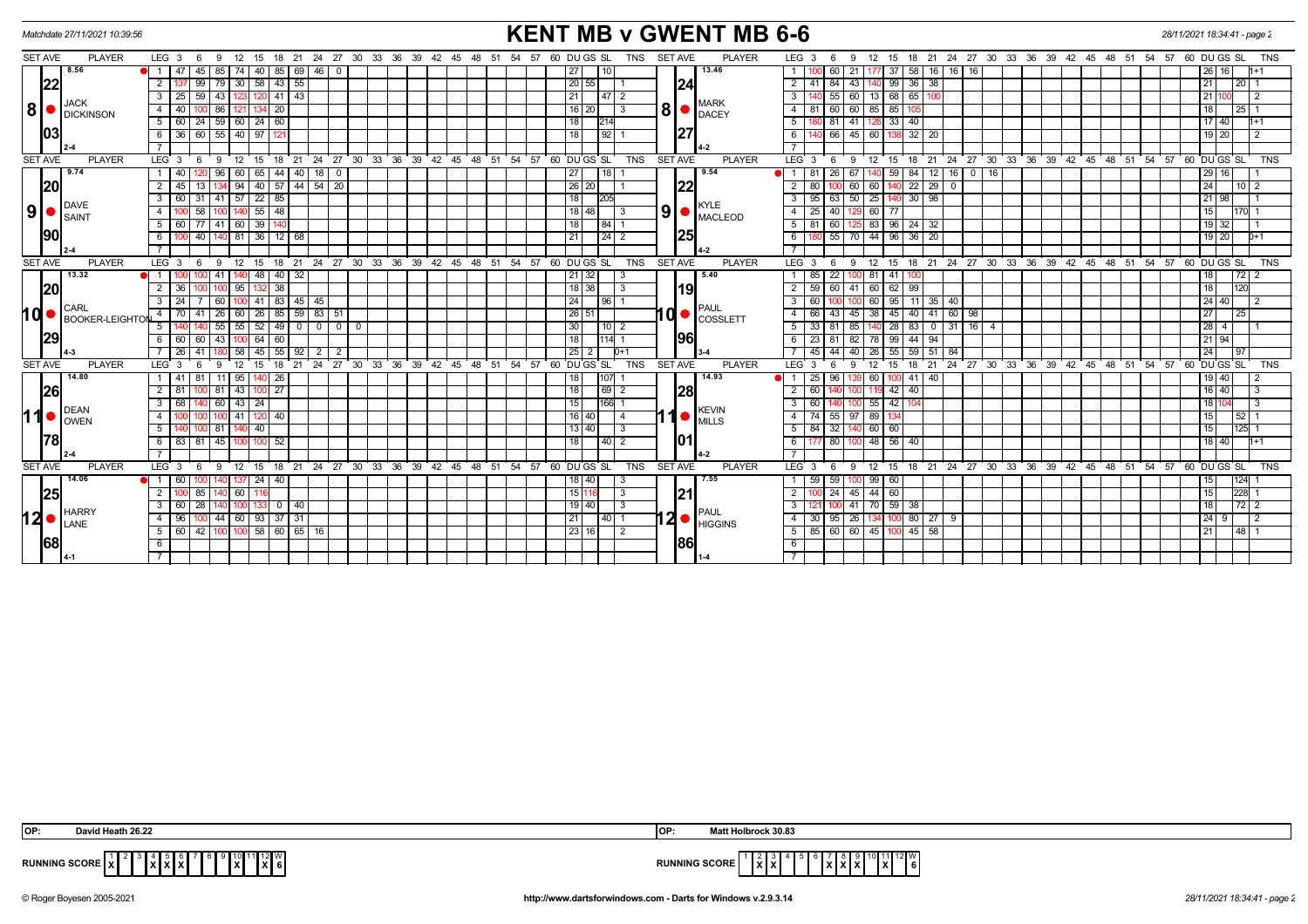Matchdate 27/11/2021 10:39:56

# KENT MB v GWENT MB 6-6

28/11/2021 18:34:41 - page 2

| SET AVE | PLAYER | LEG | Scores | DU | GS | SL | TNS | SET AVE | PLAYER | LEG | Scores | DU | GS | SL | TNS |
|---|---|---|---|---|---|---|---|---|---|---|---|---|---|---|---|
| 8.56 | 8 JACK DICKINSON | 1 | 47 45 85 74 40 85 69 46 0 | 27 | | 10 | | 13.46 | 8 MARK DACEY | 1 | 100 60 21 177 37 58 16 16 16 | 26 | 16 | | 1+1 |
| 22 | | 2 | 137 99 79 30 58 43 55 | 20 | 55 | | 1 | 24 | | 2 | 41 84 43 140 99 36 38 | 21 | | 20 | 1 |
| | | 3 | 25 59 43 123 120 41 43 | 21 | | 47 | 2 | | | 3 | 140 55 60 13 68 65 100 | 21 | 100 | | 2 |
| | | 4 | 40 100 86 121 134 20 | 16 | 20 | | 3 | | | 4 | 81 60 60 85 85 105 | 18 | | 25 | 1 |
| | | 5 | 60 24 59 60 24 60 | 18 | | 214 | | | | 5 | 180 81 41 126 33 40 | 17 | 40 | | 1+1 |
| 03 | | 6 | 36 60 55 40 97 121 | 18 | | 92 | 1 | 27 | | 6 | 140 66 45 60 138 32 20 | 19 | 20 | | 2 |
| 2-4 | | 7 | | | | | | 4-2 | | 7 | | | | | |
| 9.74 | 9 DAVE SAINT | 1 | 40 120 96 60 65 44 40 18 0 | 27 | | 18 | 1 | 9.54 | 9 KYLE MACLEOD | 1 | 81 26 67 140 59 84 12 16 0 16 | 29 | 16 | | 1 |
| 20 | | 2 | 45 13 134 94 40 57 44 54 20 | 26 | 20 | | 1 | 22 | | 2 | 80 100 60 60 140 22 29 0 | 24 | | 10 | 2 |
| | | 3 | 60 31 41 57 22 85 | 18 | | 205 | | | | 3 | 95 63 50 25 140 30 98 | 21 | 98 | | 1 |
| | | 4 | 100 58 100 140 55 48 | 18 | 48 | | 3 | | | 4 | 25 40 129 60 77 | 15 | | 170 | 1 |
| | | 5 | 60 77 41 60 39 140 | 18 | | 84 | 1 | | | 5 | 81 60 125 83 96 24 32 | 19 | 32 | | 1 |
| 90 | | 6 | 100 40 140 81 36 12 68 | 21 | | 24 | 2 | 25 | | 6 | 180 55 70 44 96 36 20 | 19 | 20 | | 0+1 |
| 2-4 | | 7 | | | | | | 4-2 | | 7 | | | | | |
| 13.32 | 10 CARL BOOKER-LEIGHTON | 1 | 100 100 41 140 48 40 32 | 21 | 32 | | 3 | 5.40 | 10 PAUL COSSLETT | 1 | 85 22 100 81 41 100 | 18 | | 72 | 2 |
| 20 | | 2 | 36 100 100 95 132 38 | 18 | 38 | | 3 | 19 | | 2 | 59 60 41 60 62 99 | 18 | | 120 | |
| | | 3 | 24 7 60 100 41 83 45 45 | 24 | | 96 | 1 | | | 3 | 60 100 100 60 95 11 35 40 | 24 | 40 | | 2 |
| | | 4 | 70 41 26 60 26 85 59 83 51 | 26 | 51 | | | | | 4 | 66 43 45 38 45 40 41 60 98 | 27 | | 25 | |
| | | 5 | 140 140 55 55 52 49 0 0 0 0 | 30 | | 10 | 2 | | | 5 | 33 81 85 140 28 83 0 31 16 4 | 28 | 4 | | 1 |
| 29 | | 6 | 60 60 43 100 64 60 | 18 | | 114 | 1 | 96 | | 6 | 23 81 82 78 99 44 94 | 21 | 94 | | |
| 4-3 | | 7 | 26 41 180 58 45 55 92 2 2 | 25 | 2 | | 0+1 | 3-4 | | 7 | 45 44 40 26 55 59 51 84 | 24 | | 97 | |
| 14.80 | 11 DEAN OWEN | 1 | 41 81 11 95 140 26 | 18 | | 107 | 1 | 14.93 | 11 KEVIN MILLS | 1 | 25 96 139 60 100 41 40 | 19 | 40 | | 2 |
| 26 | | 2 | 81 100 81 43 100 27 | 18 | | 69 | 2 | 28 | | 2 | 60 140 100 119 42 40 | 16 | 40 | | 3 |
| | | 3 | 68 140 60 43 24 | 15 | | 166 | 1 | | | 3 | 60 140 100 55 42 104 | 18 | 104 | | 3 |
| | | 4 | 100 100 100 41 120 40 | 16 | 40 | | 4 | | | 4 | 74 55 97 89 134 | 15 | | 52 | 1 |
| | | 5 | 140 100 81 140 40 | 13 | 40 | | 3 | | | 5 | 84 32 140 60 60 | 15 | | 125 | 1 |
| 78 | | 6 | 83 81 45 100 100 52 | 18 | | 40 | 2 | 01 | | 6 | 177 80 100 48 56 40 | 18 | 40 | | 1+1 |
| 2-4 | | 7 | | | | | | 4-2 | | 7 | | | | | |
| 14.06 | 12 HARRY LANE | 1 | 60 100 140 137 24 40 | 18 | 40 | | 3 | 7.55 | 12 PAUL HIGGINS | 1 | 59 59 100 99 60 | 15 | | 124 | 1 |
| 25 | | 2 | 100 85 140 60 116 | 15 | 116 | | 3 | 21 | | 2 | 100 24 45 44 60 | 15 | | 228 | 1 |
| | | 3 | 60 28 140 100 133 0 40 | 19 | 40 | | 3 | | | 3 | 121 100 41 70 59 38 | 18 | | 72 | 2 |
| | | 4 | 96 100 44 60 93 37 31 | 21 | | 40 | 1 | | | 4 | 30 95 26 134 100 80 27 9 | 24 | 9 | | 2 |
| | | 5 | 60 42 100 100 58 60 65 16 | 23 | 16 | | 2 | | | 5 | 85 60 60 45 100 45 58 | 21 | | 48 | 1 |
| 68 | | 6 | | | | | | 86 | | 6 | | | | | |
| 4-1 | | 7 | | | | | | 1-4 | | 7 | | | | | |

OP: David Heath 26.22

OP: Matt Holbrock 30.83

RUNNING SCORE (Kent): 1 2 3 4 5 6 7 8 9 10 11 12 W — X at 4, 5, 6, 10, 12 — 6

RUNNING SCORE (Gwent): 1 2 3 4 5 6 7 8 9 10 11 12 W — X at 2, 3, 7, 8, 9, 11 — 6

© Roger Boyesen 2005-2021 http://www.dartsforwindows.com - Darts for Windows v.2.9.3.14 28/11/2021 18:34:41 - page 2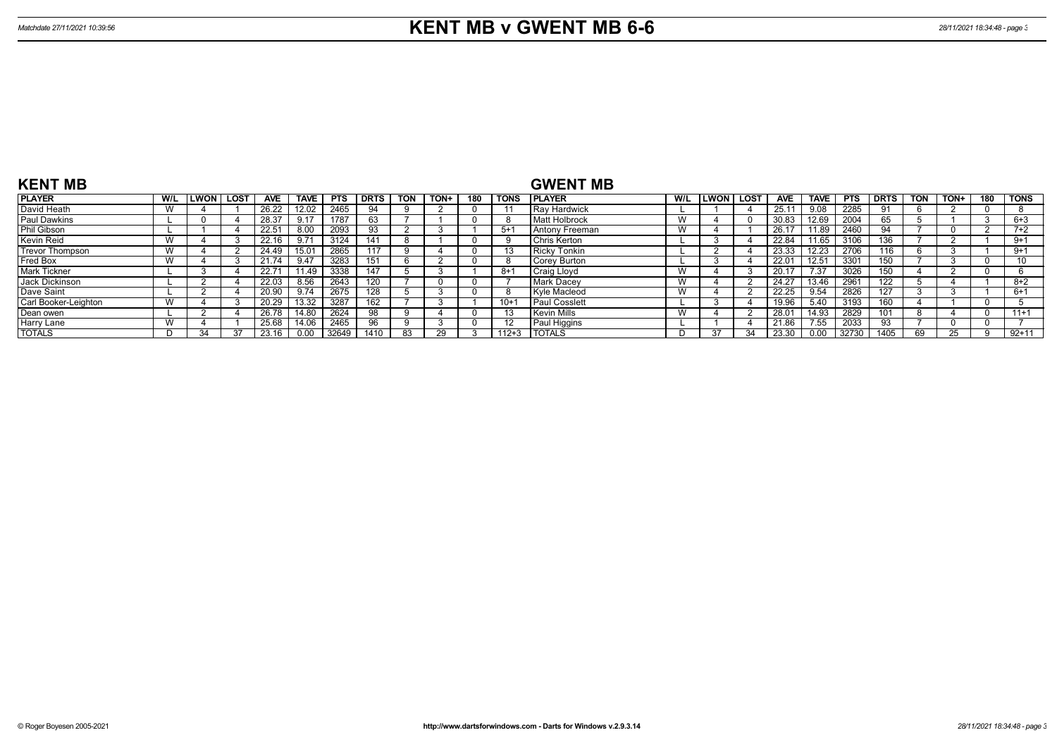# KENT MB v GWENT MB 6-6

## KENT MB

| PLAYER | W/L | LWON | LOST | AVE | TAVE | PTS | DRTS | TON | TON+ | 180 | TONS |
|---|---|---|---|---|---|---|---|---|---|---|---|
| David Heath | W | 4 | 1 | 26.22 | 12.02 | 2465 | 94 | 9 | 2 | 0 | 11 |
| Paul Dawkins | L | 0 | 4 | 28.37 | 9.17 | 1787 | 63 | 7 | 1 | 0 | 8 |
| Phil Gibson | L | 1 | 4 | 22.51 | 8.00 | 2093 | 93 | 2 | 3 | 1 | 5+1 |
| Kevin Reid | W | 4 | 3 | 22.16 | 9.71 | 3124 | 141 | 8 | 1 | 0 | 9 |
| Trevor Thompson | W | 4 | 2 | 24.49 | 15.01 | 2865 | 117 | 9 | 4 | 0 | 13 |
| Fred Box | W | 4 | 3 | 21.74 | 9.47 | 3283 | 151 | 6 | 2 | 0 | 8 |
| Mark Tickner | L | 3 | 4 | 22.71 | 11.49 | 3338 | 147 | 5 | 3 | 1 | 8+1 |
| Jack Dickinson | L | 2 | 4 | 22.03 | 8.56 | 2643 | 120 | 7 | 0 | 0 | 7 |
| Dave Saint | L | 2 | 4 | 20.90 | 9.74 | 2675 | 128 | 5 | 3 | 0 | 8 |
| Carl Booker-Leighton | W | 4 | 3 | 20.29 | 13.32 | 3287 | 162 | 7 | 3 | 1 | 10+1 |
| Dean owen | L | 2 | 4 | 26.78 | 14.80 | 2624 | 98 | 9 | 4 | 0 | 13 |
| Harry Lane | W | 4 | 1 | 25.68 | 14.06 | 2465 | 96 | 9 | 3 | 0 | 12 |
| TOTALS | D | 34 | 37 | 23.16 | 0.00 | 32649 | 1410 | 83 | 29 | 3 | 112+3 |

## GWENT MB

| PLAYER | W/L | LWON | LOST | AVE | TAVE | PTS | DRTS | TON | TON+ | 180 | TONS |
|---|---|---|---|---|---|---|---|---|---|---|---|
| Ray Hardwick | L | 1 | 4 | 25.11 | 9.08 | 2285 | 91 | 6 | 2 | 0 | 8 |
| Matt Holbrock | W | 4 | 0 | 30.83 | 12.69 | 2004 | 65 | 5 | 1 | 3 | 6+3 |
| Antony Freeman | W | 4 | 1 | 26.17 | 11.89 | 2460 | 94 | 7 | 0 | 2 | 7+2 |
| Chris Kerton | L | 3 | 4 | 22.84 | 11.65 | 3106 | 136 | 7 | 2 | 1 | 9+1 |
| Ricky Tonkin | L | 2 | 4 | 23.33 | 12.23 | 2706 | 116 | 6 | 3 | 1 | 9+1 |
| Corey Burton | L | 3 | 4 | 22.01 | 12.51 | 3301 | 150 | 7 | 3 | 0 | 10 |
| Craig Lloyd | W | 4 | 3 | 20.17 | 7.37 | 3026 | 150 | 4 | 2 | 0 | 6 |
| Mark Dacey | W | 4 | 2 | 24.27 | 13.46 | 2961 | 122 | 5 | 4 | 1 | 8+2 |
| Kyle Macleod | W | 4 | 2 | 22.25 | 9.54 | 2826 | 127 | 3 | 3 | 1 | 6+1 |
| Paul Cosslett | L | 3 | 4 | 19.96 | 5.40 | 3193 | 160 | 4 | 1 | 0 | 5 |
| Kevin Mills | W | 4 | 2 | 28.01 | 14.93 | 2829 | 101 | 8 | 4 | 0 | 11+1 |
| Paul Higgins | L | 1 | 4 | 21.86 | 7.55 | 2033 | 93 | 7 | 0 | 0 | 7 |
| TOTALS | D | 37 | 34 | 23.30 | 0.00 | 32730 | 1405 | 69 | 25 | 9 | 92+11 |